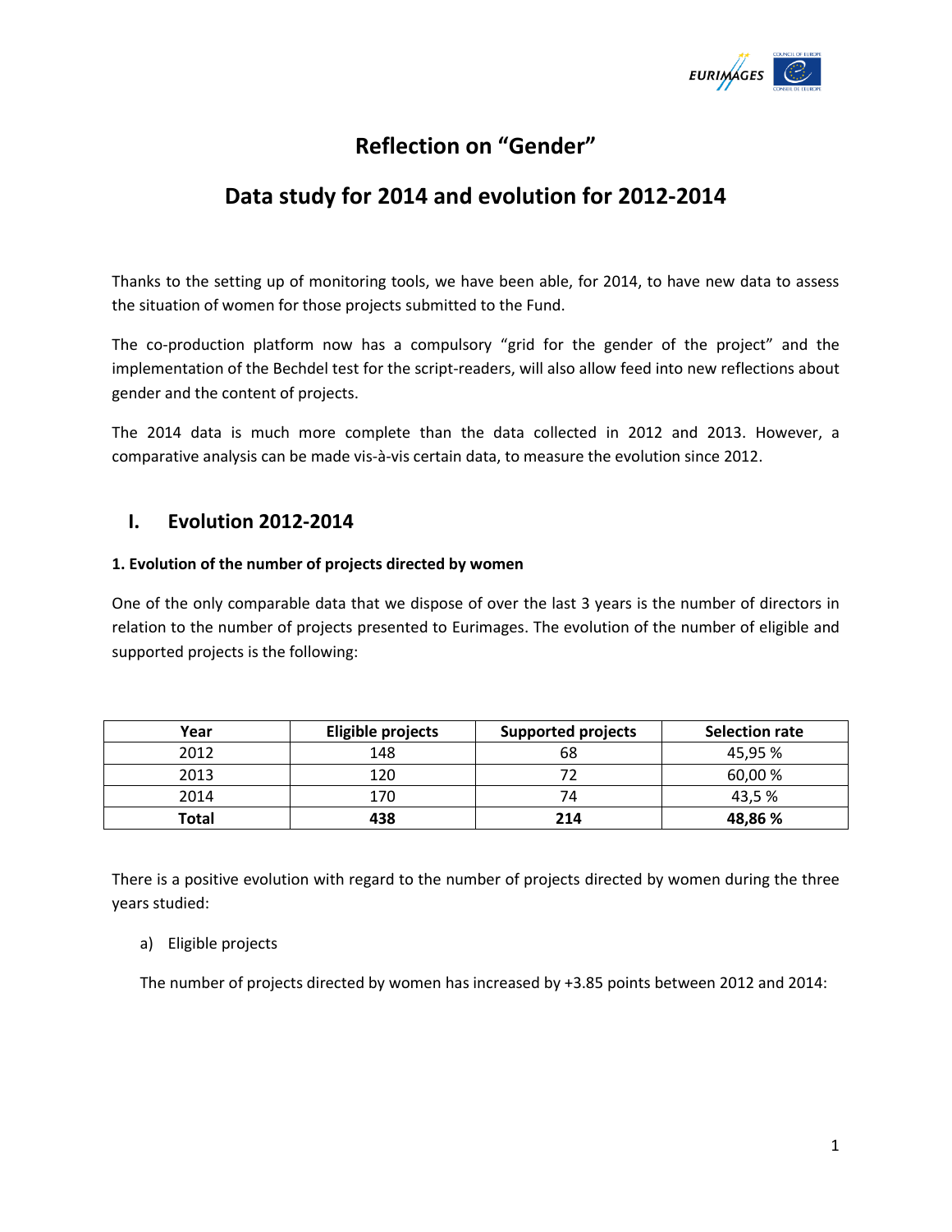# Reflection on "Gender"

# Data study for 2014 and evolution for 2012-2014

Thanks to the setting up of monitoring tools, we have been able, for 2014, to have new data to assess the situation of women for those projects submitted to the Fund.

The co-production platform now has a compulsory "grid for the gender of the project" and the implementation of the Bechdel test for the script-readers, will also allow feed into new reflections about gender and the content of projects.

The 2014 data is much more complete than the data collected in 2012 and 2013. However, a comparative analysis can be made vis-à-vis certain data, to measure the evolution since 2012.

## I. Evolution 2012-2014

### 1. Evolution of the number of projects directed by women

One of the only comparable data that we dispose of over the last 3 years is the number of directors in relation to the number of projects presented to Eurimages. The evolution of the number of eligible and supported projects is the following:

| Year | Eligible projects | Supported projects | Selection rate |
|---|---|---|---|
| 2012 | 148 | 68 | 45,95 % |
| 2013 | 120 | 72 | 60,00 % |
| 2014 | 170 | 74 | 43,5 % |
| **Total** | **438** | **214** | **48,86 %** |

There is a positive evolution with regard to the number of projects directed by women during the three years studied:

a) Eligible projects

The number of projects directed by women has increased by +3.85 points between 2012 and 2014: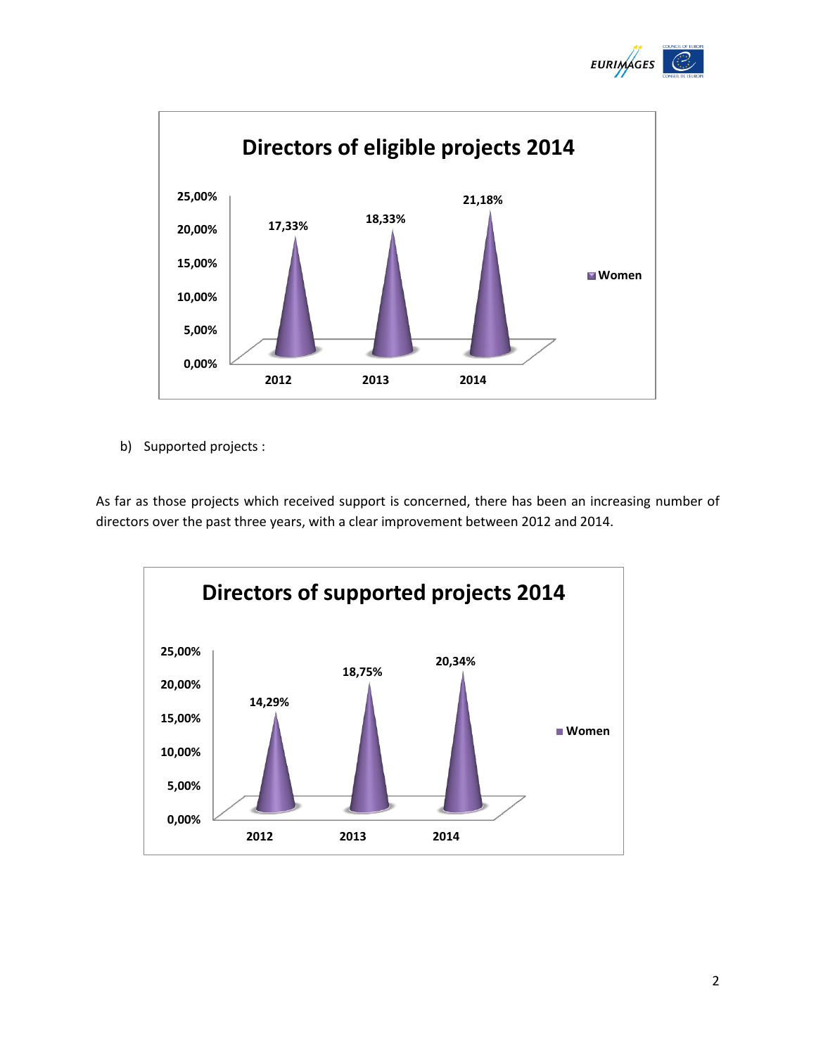**Directors of eligible projects 2014**

| Year | Women |
|---|---|
| 2012 | 17,33% |
| 2013 | 18,33% |
| 2014 | 21,18% |

b) Supported projects :

As far as those projects which received support is concerned, there has been an increasing number of directors over the past three years, with a clear improvement between 2012 and 2014.

**Directors of supported projects 2014**

| Year | Women |
|---|---|
| 2012 | 14,29% |
| 2013 | 18,75% |
| 2014 | 20,34% |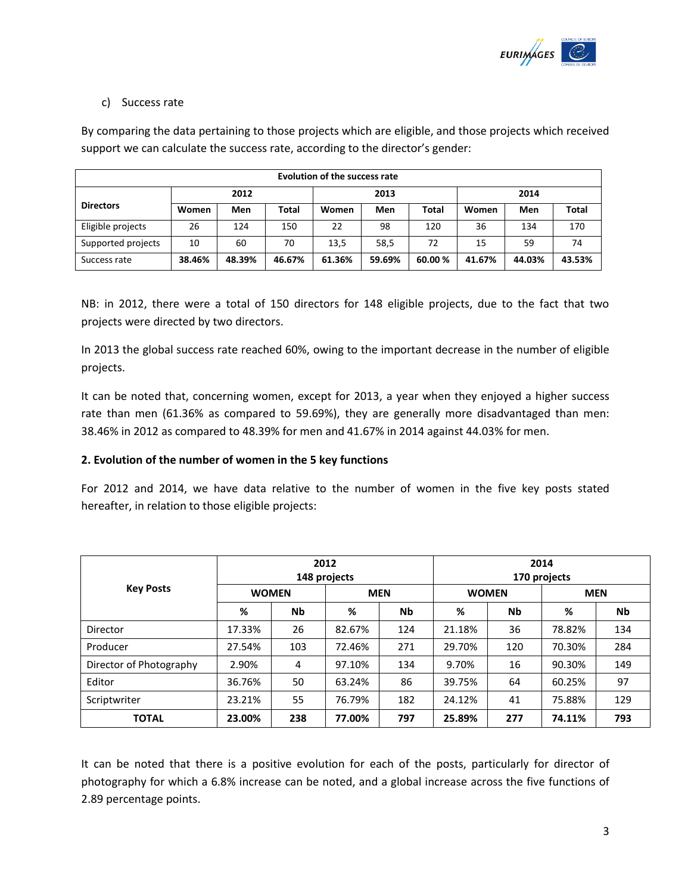c) Success rate

By comparing the data pertaining to those projects which are eligible, and those projects which received support we can calculate the success rate, according to the director's gender:

| Evolution of the success rate | | | | | | | | | |
|---|---|---|---|---|---|---|---|---|---|
| Directors | 2012 | | | 2013 | | | 2014 | | |
| | Women | Men | Total | Women | Men | Total | Women | Men | Total |
| Eligible projects | 26 | 124 | 150 | 22 | 98 | 120 | 36 | 134 | 170 |
| Supported projects | 10 | 60 | 70 | 13,5 | 58,5 | 72 | 15 | 59 | 74 |
| Success rate | **38.46%** | **48.39%** | **46.67%** | **61.36%** | **59.69%** | **60.00 %** | **41.67%** | **44.03%** | **43.53%** |

NB: in 2012, there were a total of 150 directors for 148 eligible projects, due to the fact that two projects were directed by two directors.

In 2013 the global success rate reached 60%, owing to the important decrease in the number of eligible projects.

It can be noted that, concerning women, except for 2013, a year when they enjoyed a higher success rate than men (61.36% as compared to 59.69%), they are generally more disadvantaged than men: 38.46% in 2012 as compared to 48.39% for men and 41.67% in 2014 against 44.03% for men.

**2. Evolution of the number of women in the 5 key functions**

For 2012 and 2014, we have data relative to the number of women in the five key posts stated hereafter, in relation to those eligible projects:

| Key Posts | 2012<br>148 projects | | | | 2014<br>170 projects | | | |
|---|---|---|---|---|---|---|---|---|
| | WOMEN | | MEN | | WOMEN | | MEN | |
| | % | Nb | % | Nb | % | Nb | % | Nb |
| Director | 17.33% | 26 | 82.67% | 124 | 21.18% | 36 | 78.82% | 134 |
| Producer | 27.54% | 103 | 72.46% | 271 | 29.70% | 120 | 70.30% | 284 |
| Director of Photography | 2.90% | 4 | 97.10% | 134 | 9.70% | 16 | 90.30% | 149 |
| Editor | 36.76% | 50 | 63.24% | 86 | 39.75% | 64 | 60.25% | 97 |
| Scriptwriter | 23.21% | 55 | 76.79% | 182 | 24.12% | 41 | 75.88% | 129 |
| **TOTAL** | **23.00%** | **238** | **77.00%** | **797** | **25.89%** | **277** | **74.11%** | **793** |

It can be noted that there is a positive evolution for each of the posts, particularly for director of photography for which a 6.8% increase can be noted, and a global increase across the five functions of 2.89 percentage points.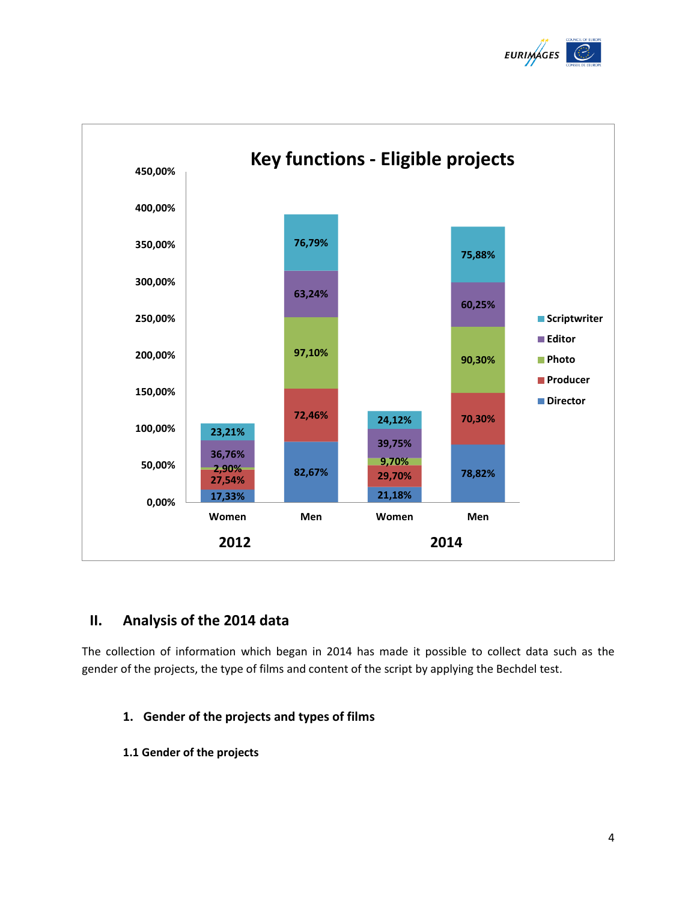**Key functions - Eligible projects**

| | 2012 Women | 2012 Men | 2014 Women | 2014 Men |
|---|---|---|---|---|
| Director | 17,33% | 82,67% | 21,18% | 78,82% |
| Producer | 27,54% | 72,46% | 29,70% | 70,30% |
| Photo | 2,90% | 97,10% | 9,70% | 90,30% |
| Editor | 36,76% | 63,24% | 39,75% | 60,25% |
| Scriptwriter | 23,21% | 76,79% | 24,12% | 75,88% |

## II. Analysis of the 2014 data

The collection of information which began in 2014 has made it possible to collect data such as the gender of the projects, the type of films and content of the script by applying the Bechdel test.

### 1. Gender of the projects and types of films

#### 1.1 Gender of the projects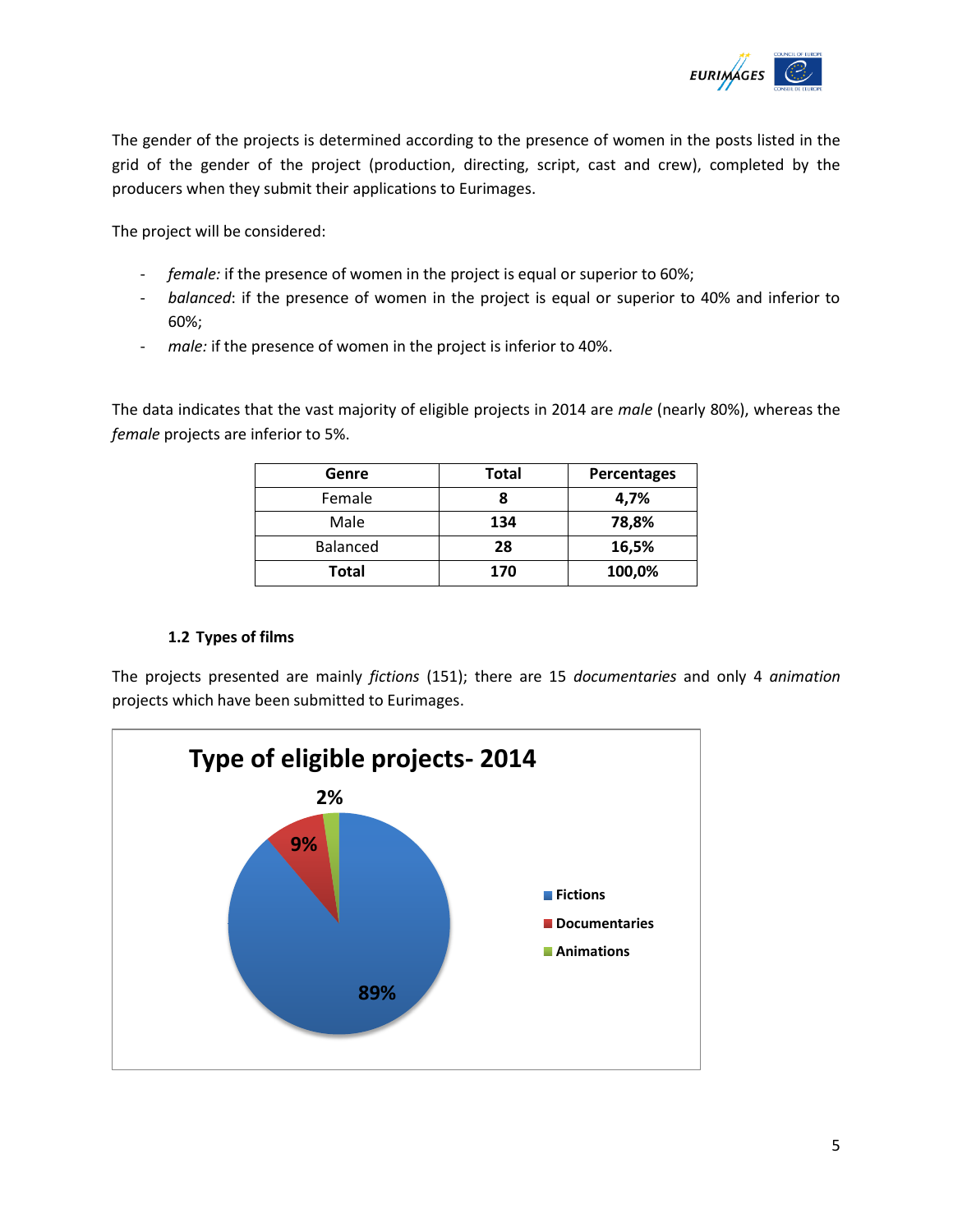The gender of the projects is determined according to the presence of women in the posts listed in the grid of the gender of the project (production, directing, script, cast and crew), completed by the producers when they submit their applications to Eurimages.

The project will be considered:

- *female:* if the presence of women in the project is equal or superior to 60%;
- *balanced*: if the presence of women in the project is equal or superior to 40% and inferior to 60%;
- *male:* if the presence of women in the project is inferior to 40%.

The data indicates that the vast majority of eligible projects in 2014 are *male* (nearly 80%), whereas the *female* projects are inferior to 5%.

| Genre | Total | Percentages |
|---|---|---|
| Female | **8** | **4,7%** |
| Male | **134** | **78,8%** |
| Balanced | **28** | **16,5%** |
| **Total** | **170** | **100,0%** |

### 1.2 Types of films

The projects presented are mainly *fictions* (151); there are 15 *documentaries* and only 4 *animation* projects which have been submitted to Eurimages.

**Type of eligible projects- 2014**

- Fictions: 89%
- Documentaries: 9%
- Animations: 2%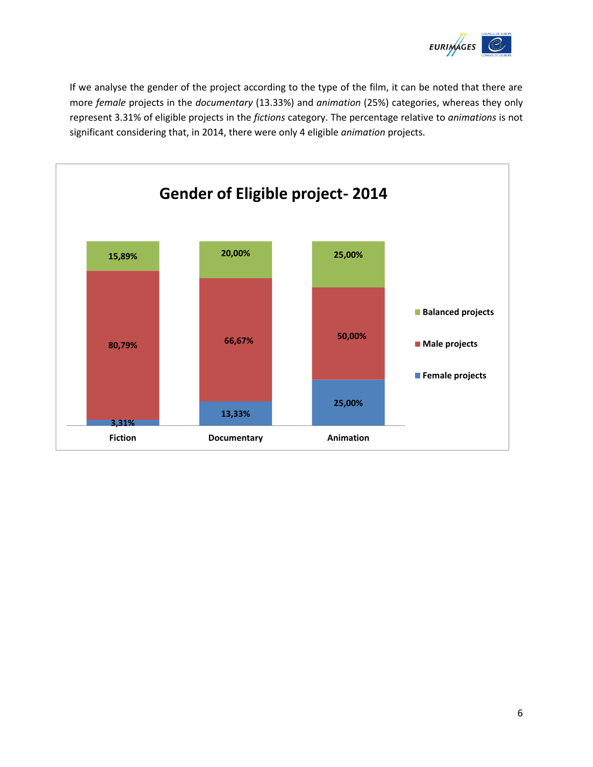If we analyse the gender of the project according to the type of the film, it can be noted that there are more *female* projects in the *documentary* (13.33%) and *animation* (25%) categories, whereas they only represent 3.31% of eligible projects in the *fictions* category. The percentage relative to *animations* is not significant considering that, in 2014, there were only 4 eligible *animation* projects.

**Gender of Eligible project- 2014**

| | Fiction | Documentary | Animation |
|---|---|---|---|
| Balanced projects | 15,89% | 20,00% | 25,00% |
| Male projects | 80,79% | 66,67% | 50,00% |
| Female projects | 3,31% | 13,33% | 25,00% |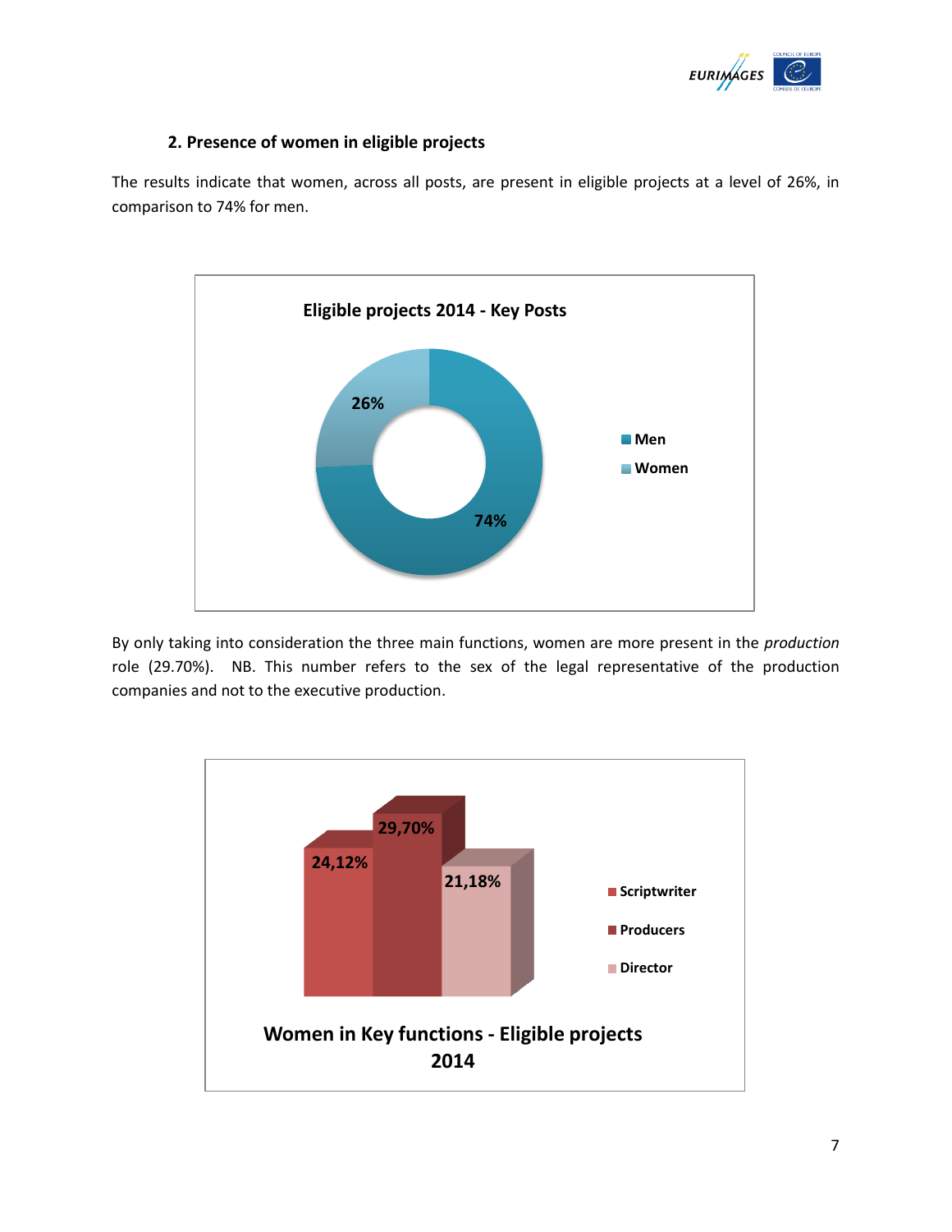## 2. Presence of women in eligible projects

The results indicate that women, across all posts, are present in eligible projects at a level of 26%, in comparison to 74% for men.

**Eligible projects 2014 - Key Posts**

| | % |
|---|---|
| Men | 74% |
| Women | 26% |

By only taking into consideration the three main functions, women are more present in the *production* role (29.70%). NB. This number refers to the sex of the legal representative of the production companies and not to the executive production.

**Women in Key functions - Eligible projects 2014**

| | % |
|---|---|
| Scriptwriter | 24,12% |
| Producers | 29,70% |
| Director | 21,18% |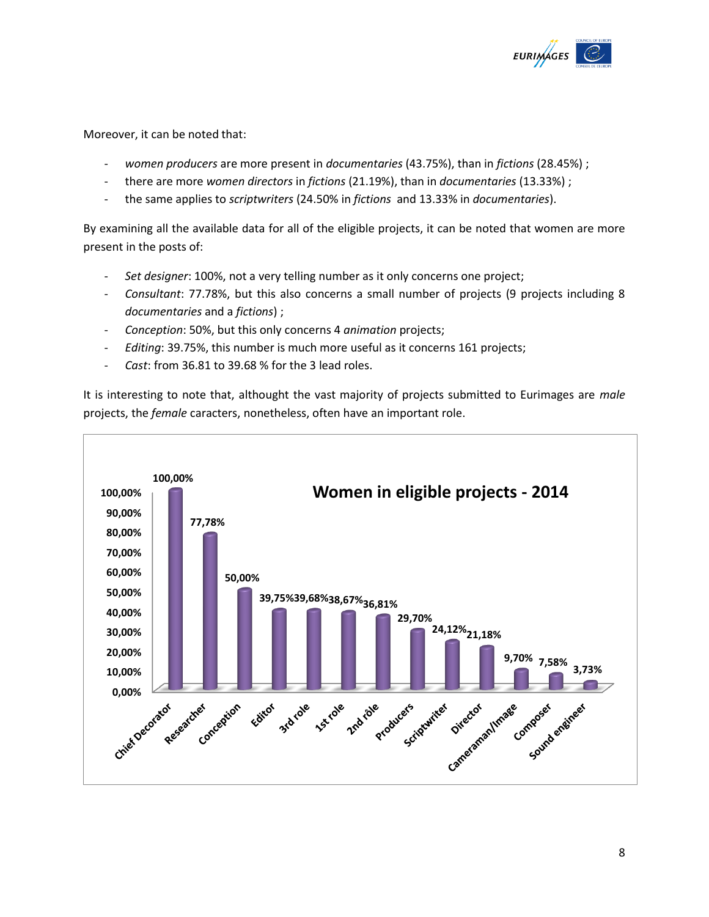Moreover, it can be noted that:

- *women producers* are more present in *documentaries* (43.75%), than in *fictions* (28.45%) ;
- there are more *women directors* in *fictions* (21.19%), than in *documentaries* (13.33%) ;
- the same applies to *scriptwriters* (24.50% in *fictions* and 13.33% in *documentaries*).

By examining all the available data for all of the eligible projects, it can be noted that women are more present in the posts of:

- *Set designer*: 100%, not a very telling number as it only concerns one project;
- *Consultant*: 77.78%, but this also concerns a small number of projects (9 projects including 8 *documentaries* and a *fictions*) ;
- *Conception*: 50%, but this only concerns 4 *animation* projects;
- *Editing*: 39.75%, this number is much more useful as it concerns 161 projects;
- *Cast*: from 36.81 to 39.68 % for the 3 lead roles.

It is interesting to note that, althought the vast majority of projects submitted to Eurimages are *male* projects, the *female* caracters, nonetheless, often have an important role.

**Women in eligible projects - 2014**

| Post | Women |
| --- | --- |
| Chief Decorator | 100,00% |
| Researcher | 77,78% |
| Conception | 50,00% |
| Editor | 39,75% |
| 3rd role | 39,68% |
| 1st role | 38,67% |
| 2nd rôle | 36,81% |
| Producers | 29,70% |
| Scriptwriter | 24,12% |
| Director | 21,18% |
| Cameraman/Image | 9,70% |
| Composer | 7,58% |
| Sound engineer | 3,73% |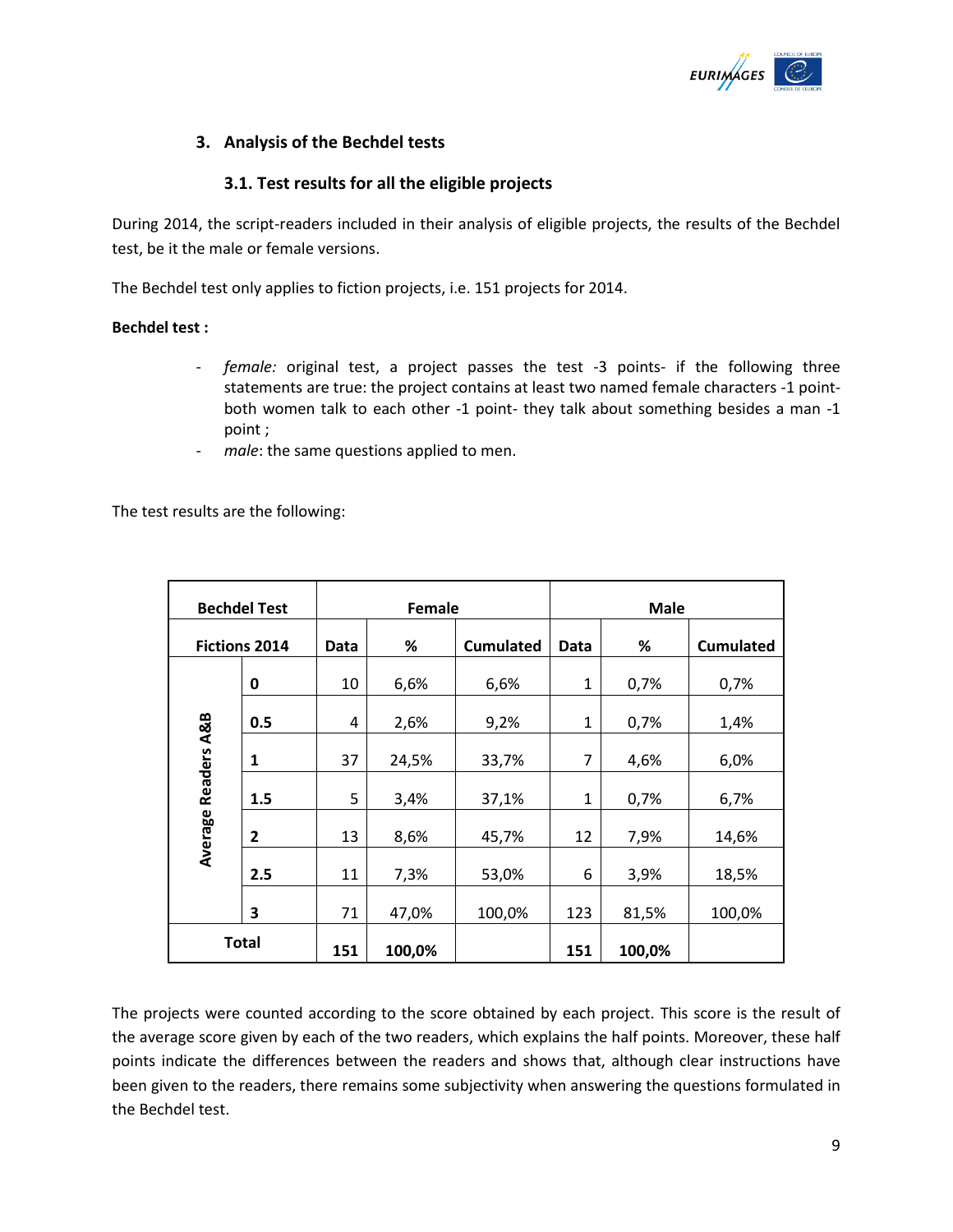## 3. Analysis of the Bechdel tests

### 3.1. Test results for all the eligible projects

During 2014, the script-readers included in their analysis of eligible projects, the results of the Bechdel test, be it the male or female versions.

The Bechdel test only applies to fiction projects, i.e. 151 projects for 2014.

**Bechdel test :**

- *female:* original test, a project passes the test -3 points- if the following three statements are true: the project contains at least two named female characters -1 point- both women talk to each other -1 point- they talk about something besides a man -1 point ;
- *male*: the same questions applied to men.

The test results are the following:

| **Bechdel Test** | | **Female** | | | **Male** | | |
|---|---|---|---|---|---|---|---|
| **Fictions 2014** | | **Data** | **%** | **Cumulated** | **Data** | **%** | **Cumulated** |
| **Average Readers A&B** | **0** | 10 | 6,6% | 6,6% | 1 | 0,7% | 0,7% |
| | **0.5** | 4 | 2,6% | 9,2% | 1 | 0,7% | 1,4% |
| | **1** | 37 | 24,5% | 33,7% | 7 | 4,6% | 6,0% |
| | **1.5** | 5 | 3,4% | 37,1% | 1 | 0,7% | 6,7% |
| | **2** | 13 | 8,6% | 45,7% | 12 | 7,9% | 14,6% |
| | **2.5** | 11 | 7,3% | 53,0% | 6 | 3,9% | 18,5% |
| | **3** | 71 | 47,0% | 100,0% | 123 | 81,5% | 100,0% |
| **Total** | | **151** | **100,0%** | | **151** | **100,0%** | |

The projects were counted according to the score obtained by each project. This score is the result of the average score given by each of the two readers, which explains the half points. Moreover, these half points indicate the differences between the readers and shows that, although clear instructions have been given to the readers, there remains some subjectivity when answering the questions formulated in the Bechdel test.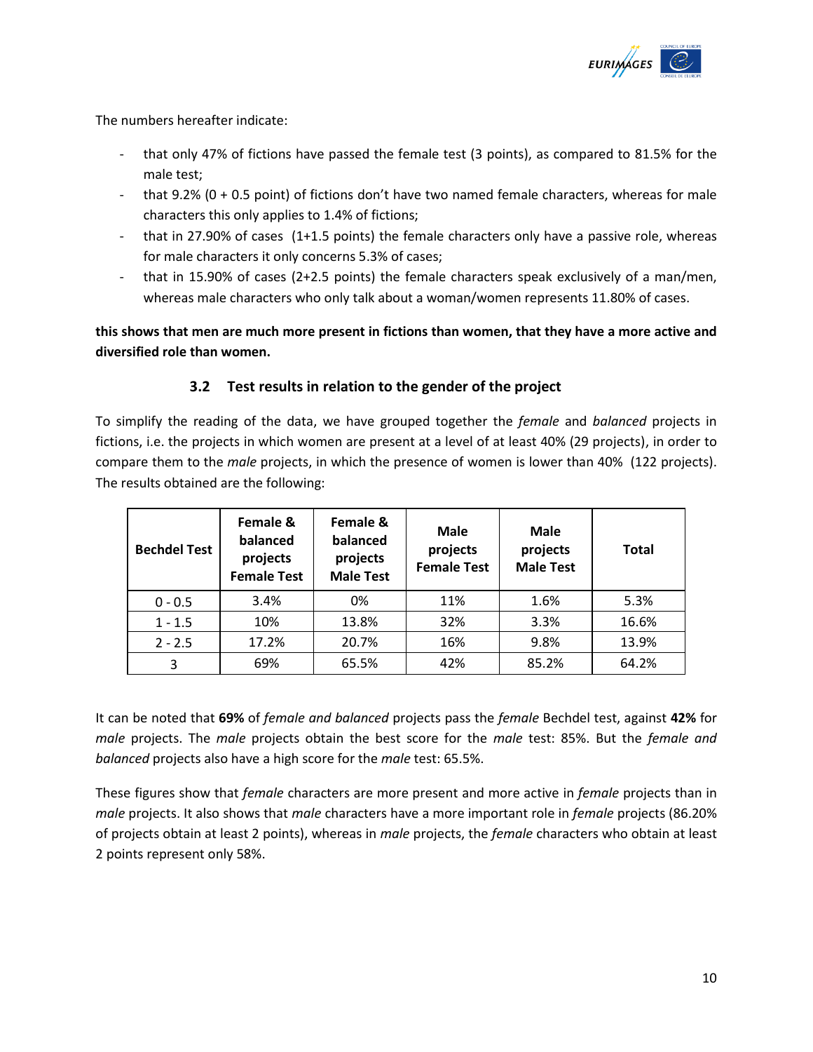The numbers hereafter indicate:

- that only 47% of fictions have passed the female test (3 points), as compared to 81.5% for the male test;
- that 9.2% (0 + 0.5 point) of fictions don't have two named female characters, whereas for male characters this only applies to 1.4% of fictions;
- that in 27.90% of cases (1+1.5 points) the female characters only have a passive role, whereas for male characters it only concerns 5.3% of cases;
- that in 15.90% of cases (2+2.5 points) the female characters speak exclusively of a man/men, whereas male characters who only talk about a woman/women represents 11.80% of cases.

**this shows that men are much more present in fictions than women, that they have a more active and diversified role than women.**

### 3.2 Test results in relation to the gender of the project

To simplify the reading of the data, we have grouped together the *female* and *balanced* projects in fictions, i.e. the projects in which women are present at a level of at least 40% (29 projects), in order to compare them to the *male* projects, in which the presence of women is lower than 40% (122 projects). The results obtained are the following:

| Bechdel Test | Female & balanced projects Female Test | Female & balanced projects Male Test | Male projects Female Test | Male projects Male Test | Total |
|---|---|---|---|---|---|
| 0 - 0.5 | 3.4% | 0% | 11% | 1.6% | 5.3% |
| 1 - 1.5 | 10% | 13.8% | 32% | 3.3% | 16.6% |
| 2 - 2.5 | 17.2% | 20.7% | 16% | 9.8% | 13.9% |
| 3 | 69% | 65.5% | 42% | 85.2% | 64.2% |

It can be noted that **69%** of *female and balanced* projects pass the *female* Bechdel test, against **42%** for *male* projects. The *male* projects obtain the best score for the *male* test: 85%. But the *female and balanced* projects also have a high score for the *male* test: 65.5%.

These figures show that *female* characters are more present and more active in *female* projects than in *male* projects. It also shows that *male* characters have a more important role in *female* projects (86.20% of projects obtain at least 2 points), whereas in *male* projects, the *female* characters who obtain at least 2 points represent only 58%.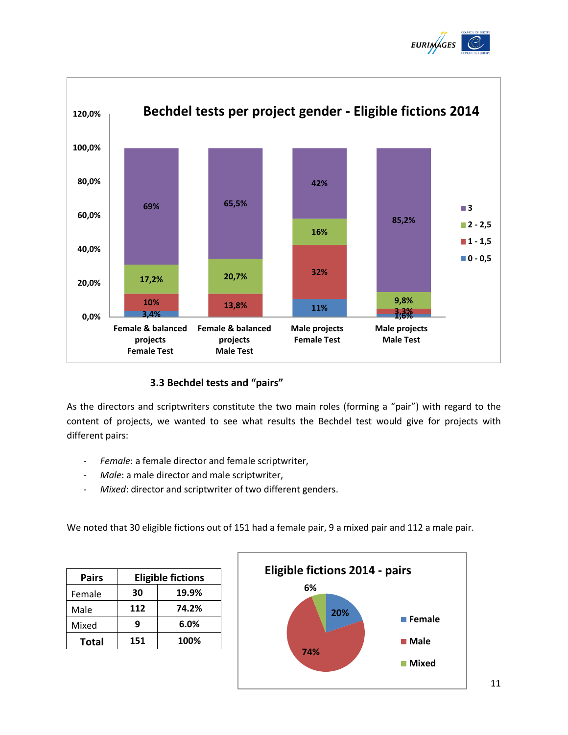**Bechdel tests per project gender - Eligible fictions 2014**

| | Female & balanced projects Female Test | Female & balanced projects Male Test | Male projects Female Test | Male projects Male Test |
|---|---|---|---|---|
| 3 | 69% | 65,5% | 42% | 85,2% |
| 2 - 2,5 | 17,2% | 20,7% | 16% | 9,8% |
| 1 - 1,5 | 10% | 13,8% | 32% | 3,3% |
| 0 - 0,5 | 3,4% | | 11% | 1,6% |

### 3.3 Bechdel tests and "pairs"

As the directors and scriptwriters constitute the two main roles (forming a "pair") with regard to the content of projects, we wanted to see what results the Bechdel test would give for projects with different pairs:

- *Female*: a female director and female scriptwriter,
- *Male*: a male director and male scriptwriter,
- *Mixed*: director and scriptwriter of two different genders.

We noted that 30 eligible fictions out of 151 had a female pair, 9 a mixed pair and 112 a male pair.

| Pairs | Eligible fictions | |
|---|---|---|
| Female | 30 | 19.9% |
| Male | 112 | 74.2% |
| Mixed | 9 | 6.0% |
| **Total** | 151 | 100% |

**Eligible fictions 2014 - pairs**

| Pairs | % |
|---|---|
| Female | 20% |
| Male | 74% |
| Mixed | 6% |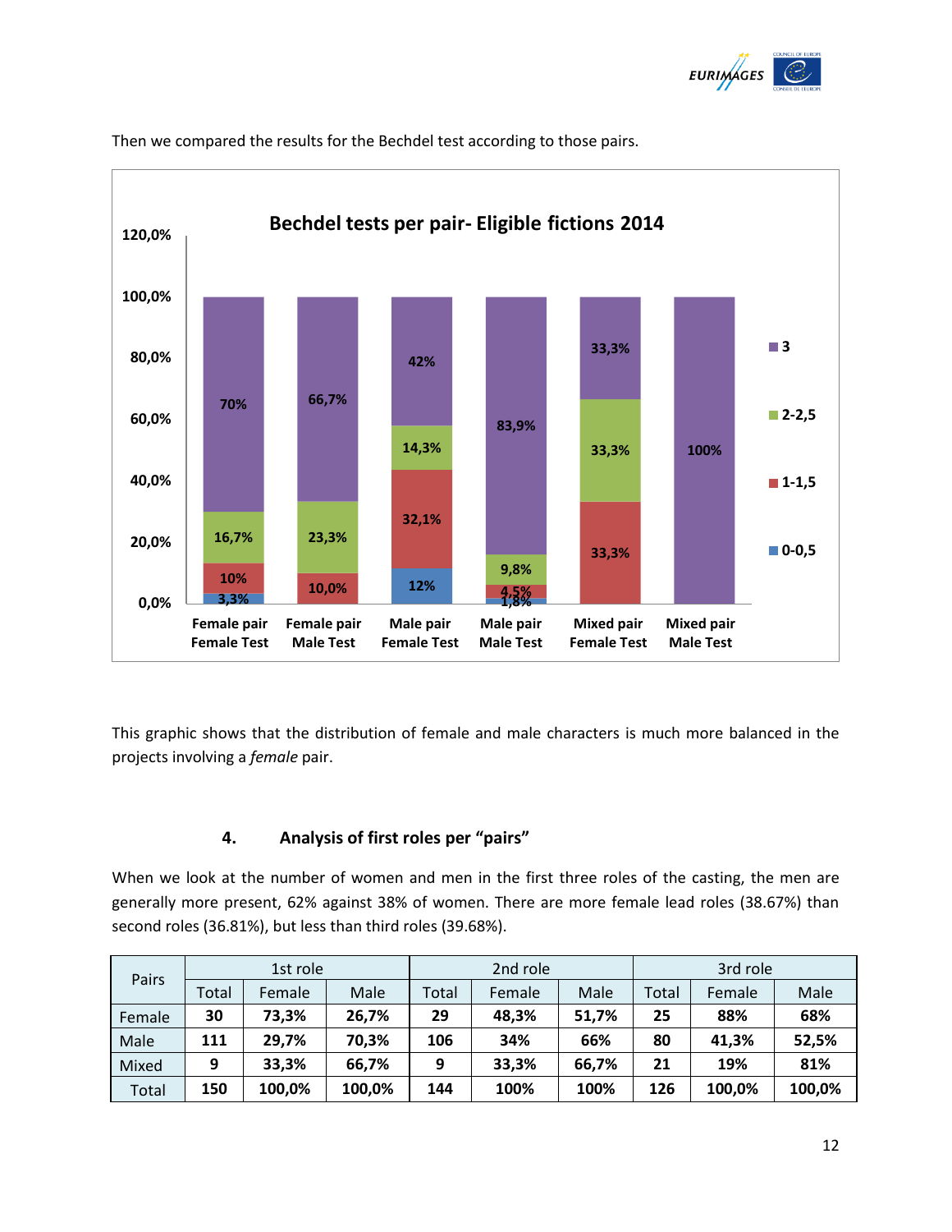Then we compared the results for the Bechdel test according to those pairs.

**Bechdel tests per pair- Eligible fictions 2014**

| | Female pair Female Test | Female pair Male Test | Male pair Female Test | Male pair Male Test | Mixed pair Female Test | Mixed pair Male Test |
|---|---|---|---|---|---|---|
| 0-0,5 | 3,3% | | 12% | 1,8% | | |
| 1-1,5 | 10% | 10,0% | 32,1% | 4,5% | 33,3% | |
| 2-2,5 | 16,7% | 23,3% | 14,3% | 9,8% | 33,3% | |
| 3 | 70% | 66,7% | 42% | 83,9% | 33,3% | 100% |

This graphic shows that the distribution of female and male characters is much more balanced in the projects involving a *female* pair.

## 4. Analysis of first roles per "pairs"

When we look at the number of women and men in the first three roles of the casting, the men are generally more present, 62% against 38% of women. There are more female lead roles (38.67%) than second roles (36.81%), but less than third roles (39.68%).

| Pairs | 1st role | | | 2nd role | | | 3rd role | | |
|---|---|---|---|---|---|---|---|---|---|
| | Total | Female | Male | Total | Female | Male | Total | Female | Male |
| Female | **30** | **73,3%** | **26,7%** | **29** | **48,3%** | **51,7%** | **25** | **88%** | **68%** |
| Male | **111** | **29,7%** | **70,3%** | **106** | **34%** | **66%** | **80** | **41,3%** | **52,5%** |
| Mixed | **9** | **33,3%** | **66,7%** | **9** | **33,3%** | **66,7%** | **21** | **19%** | **81%** |
| Total | **150** | **100,0%** | **100,0%** | **144** | **100%** | **100%** | **126** | **100,0%** | **100,0%** |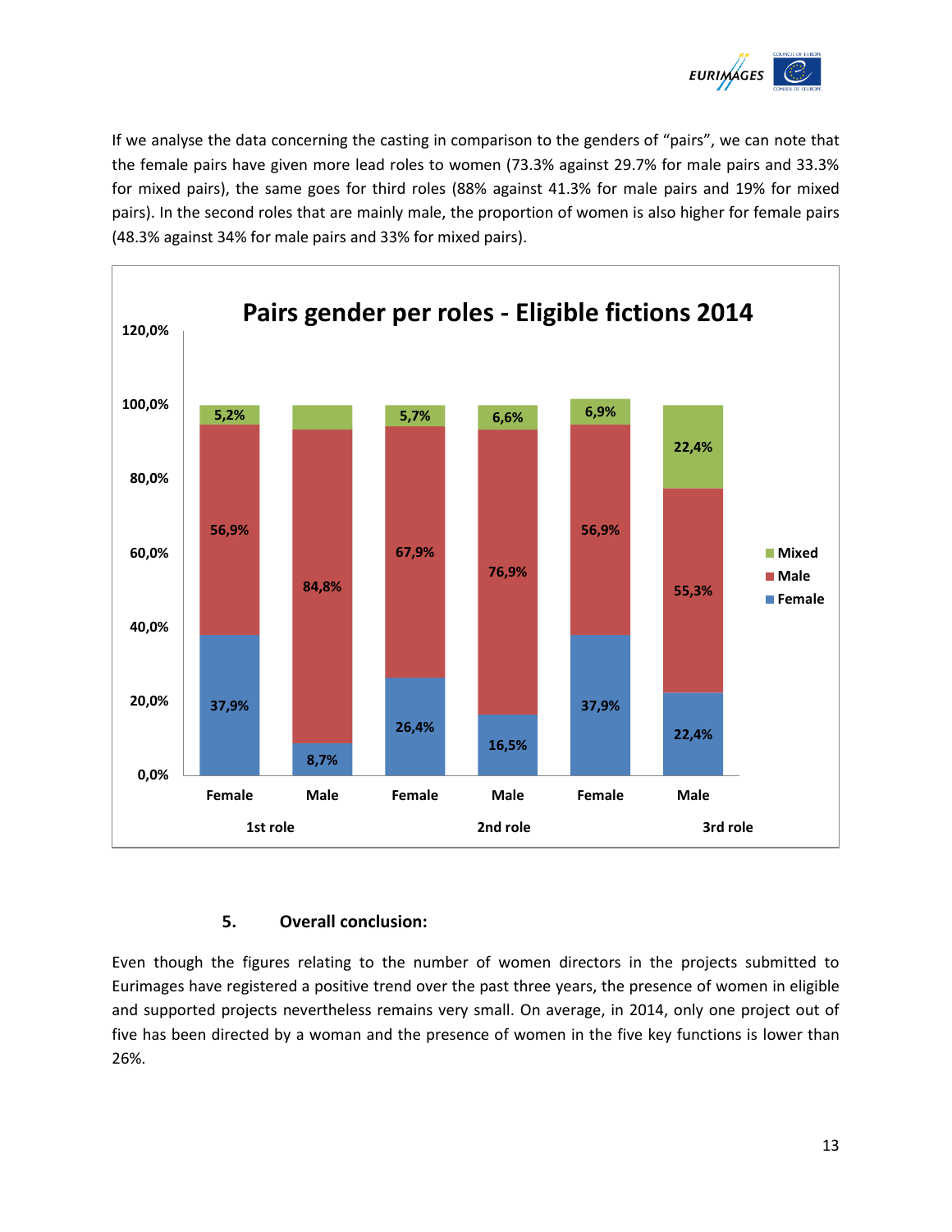If we analyse the data concerning the casting in comparison to the genders of "pairs", we can note that the female pairs have given more lead roles to women (73.3% against 29.7% for male pairs and 33.3% for mixed pairs), the same goes for third roles (88% against 41.3% for male pairs and 19% for mixed pairs). In the second roles that are mainly male, the proportion of women is also higher for female pairs (48.3% against 34% for male pairs and 33% for mixed pairs).

**Pairs gender per roles - Eligible fictions 2014**

| | 1st role | | 2nd role | | 3rd role | |
|---|---|---|---|---|---|---|
| | Female | Male | Female | Male | Female | Male |
| Mixed | 5,2% | | 5,7% | 6,6% | 6,9% | 22,4% |
| Male | 56,9% | 84,8% | 67,9% | 76,9% | 56,9% | 55,3% |
| Female | 37,9% | 8,7% | 26,4% | 16,5% | 37,9% | 22,4% |

### 5. Overall conclusion:

Even though the figures relating to the number of women directors in the projects submitted to Eurimages have registered a positive trend over the past three years, the presence of women in eligible and supported projects nevertheless remains very small. On average, in 2014, only one project out of five has been directed by a woman and the presence of women in the five key functions is lower than 26%.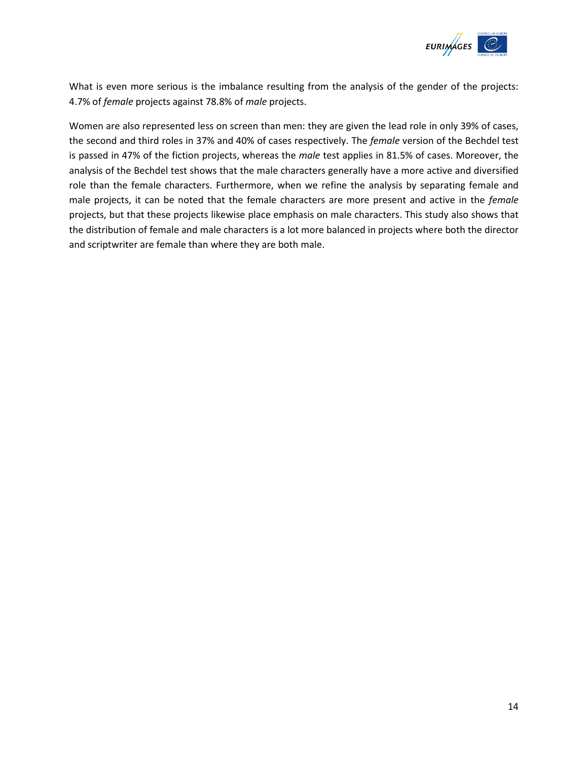What is even more serious is the imbalance resulting from the analysis of the gender of the projects: 4.7% of *female* projects against 78.8% of *male* projects.

Women are also represented less on screen than men: they are given the lead role in only 39% of cases, the second and third roles in 37% and 40% of cases respectively. The *female* version of the Bechdel test is passed in 47% of the fiction projects, whereas the *male* test applies in 81.5% of cases. Moreover, the analysis of the Bechdel test shows that the male characters generally have a more active and diversified role than the female characters. Furthermore, when we refine the analysis by separating female and male projects, it can be noted that the female characters are more present and active in the *female* projects, but that these projects likewise place emphasis on male characters. This study also shows that the distribution of female and male characters is a lot more balanced in projects where both the director and scriptwriter are female than where they are both male.